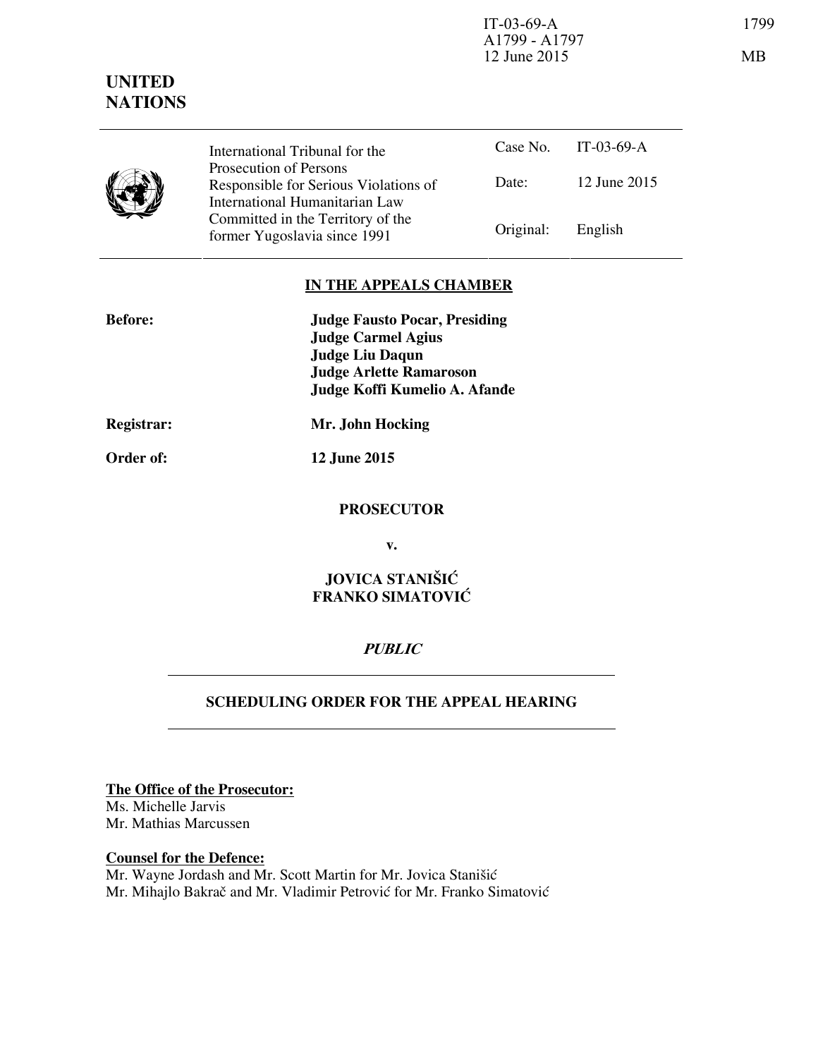IT-03-69-A
A1799 - A1797
12 June 2015

# UNITED NATIONS

| International Tribunal for the Prosecution of Persons Responsible for Serious Violations of International Humanitarian Law Committed in the Territory of the former Yugoslavia since 1991 | Case No. | IT-03-69-A |
| --- | --- | --- |
| | Date: | 12 June 2015 |
| | Original: | English |

## IN THE APPEALS CHAMBER

**Before:** **Judge Fausto Pocar, Presiding**
**Judge Carmel Agius**
**Judge Liu Daqun**
**Judge Arlette Ramaroson**
**Judge Koffi Kumelio A. Afanđe**

**Registrar:** **Mr. John Hocking**

**Order of:** **12 June 2015**

**PROSECUTOR**

**v.**

**JOVICA STANIŠIĆ**
**FRANKO SIMATOVIĆ**

***PUBLIC***

## SCHEDULING ORDER FOR THE APPEAL HEARING

**The Office of the Prosecutor:**
Ms. Michelle Jarvis
Mr. Mathias Marcussen

**Counsel for the Defence:**
Mr. Wayne Jordash and Mr. Scott Martin for Mr. Jovica Stanišić
Mr. Mihajlo Bakrač and Mr. Vladimir Petrović for Mr. Franko Simatović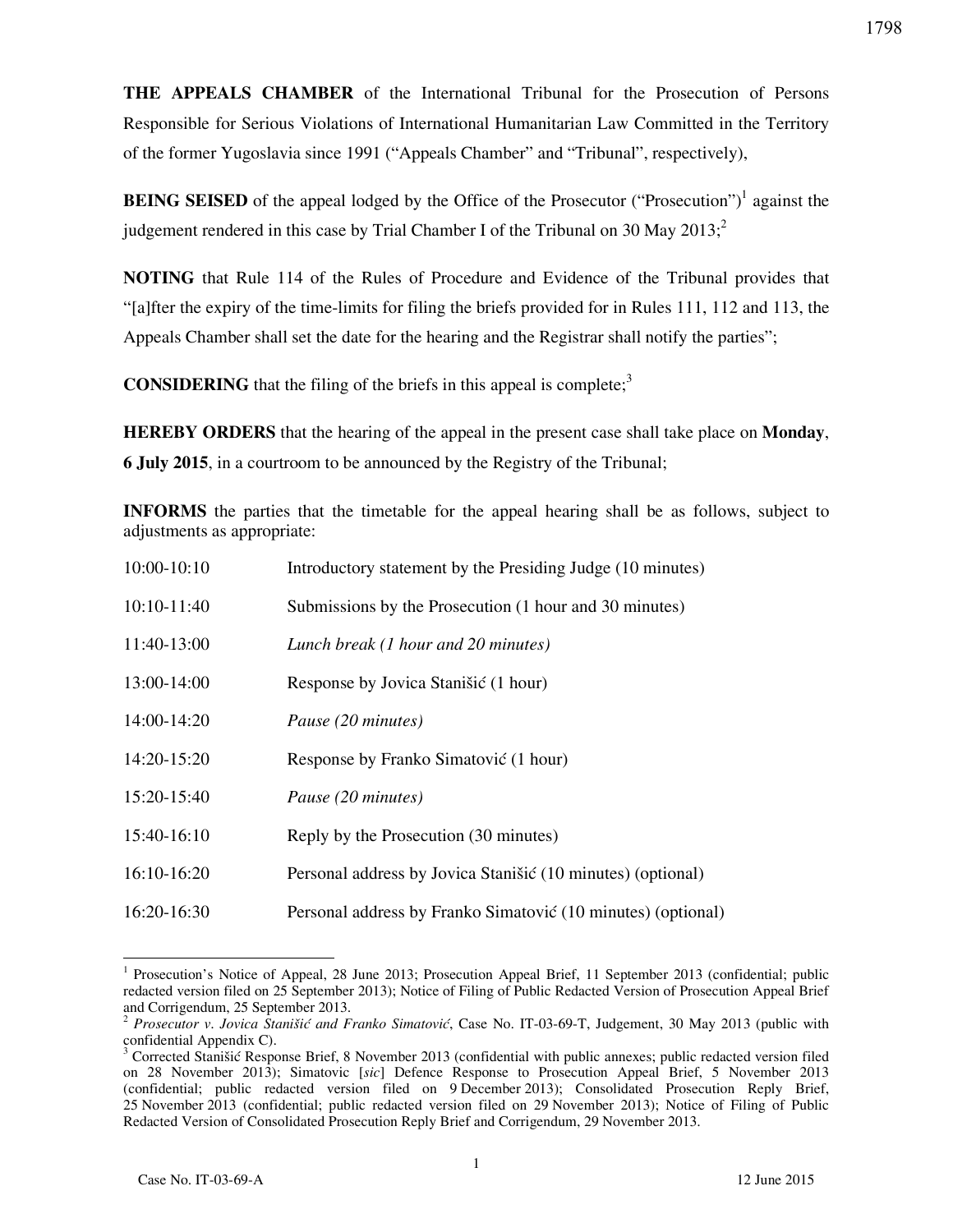**THE APPEALS CHAMBER** of the International Tribunal for the Prosecution of Persons Responsible for Serious Violations of International Humanitarian Law Committed in the Territory of the former Yugoslavia since 1991 ("Appeals Chamber" and "Tribunal", respectively),

**BEING SEISED** of the appeal lodged by the Office of the Prosecutor ("Prosecution")[1] against the judgement rendered in this case by Trial Chamber I of the Tribunal on 30 May 2013;[2]

**NOTING** that Rule 114 of the Rules of Procedure and Evidence of the Tribunal provides that "[a]fter the expiry of the time-limits for filing the briefs provided for in Rules 111, 112 and 113, the Appeals Chamber shall set the date for the hearing and the Registrar shall notify the parties";

**CONSIDERING** that the filing of the briefs in this appeal is complete;[3]

**HEREBY ORDERS** that the hearing of the appeal in the present case shall take place on **Monday**, **6 July 2015**, in a courtroom to be announced by the Registry of the Tribunal;

**INFORMS** the parties that the timetable for the appeal hearing shall be as follows, subject to adjustments as appropriate:

| | |
|---|---|
| 10:00-10:10 | Introductory statement by the Presiding Judge (10 minutes) |
| 10:10-11:40 | Submissions by the Prosecution (1 hour and 30 minutes) |
| 11:40-13:00 | *Lunch break (1 hour and 20 minutes)* |
| 13:00-14:00 | Response by Jovica Stanišić (1 hour) |
| 14:00-14:20 | *Pause (20 minutes)* |
| 14:20-15:20 | Response by Franko Simatović (1 hour) |
| 15:20-15:40 | *Pause (20 minutes)* |
| 15:40-16:10 | Reply by the Prosecution (30 minutes) |
| 16:10-16:20 | Personal address by Jovica Stanišić (10 minutes) (optional) |
| 16:20-16:30 | Personal address by Franko Simatović (10 minutes) (optional) |

---

[1] Prosecution's Notice of Appeal, 28 June 2013; Prosecution Appeal Brief, 11 September 2013 (confidential; public redacted version filed on 25 September 2013); Notice of Filing of Public Redacted Version of Prosecution Appeal Brief and Corrigendum, 25 September 2013.

[2] *Prosecutor v. Jovica Stanišić and Franko Simatović*, Case No. IT-03-69-T, Judgement, 30 May 2013 (public with confidential Appendix C).

[3] Corrected Stanišić Response Brief, 8 November 2013 (confidential with public annexes; public redacted version filed on 28 November 2013); Simatovic [*sic*] Defence Response to Prosecution Appeal Brief, 5 November 2013 (confidential; public redacted version filed on 9 December 2013); Consolidated Prosecution Reply Brief, 25 November 2013 (confidential; public redacted version filed on 29 November 2013); Notice of Filing of Public Redacted Version of Consolidated Prosecution Reply Brief and Corrigendum, 29 November 2013.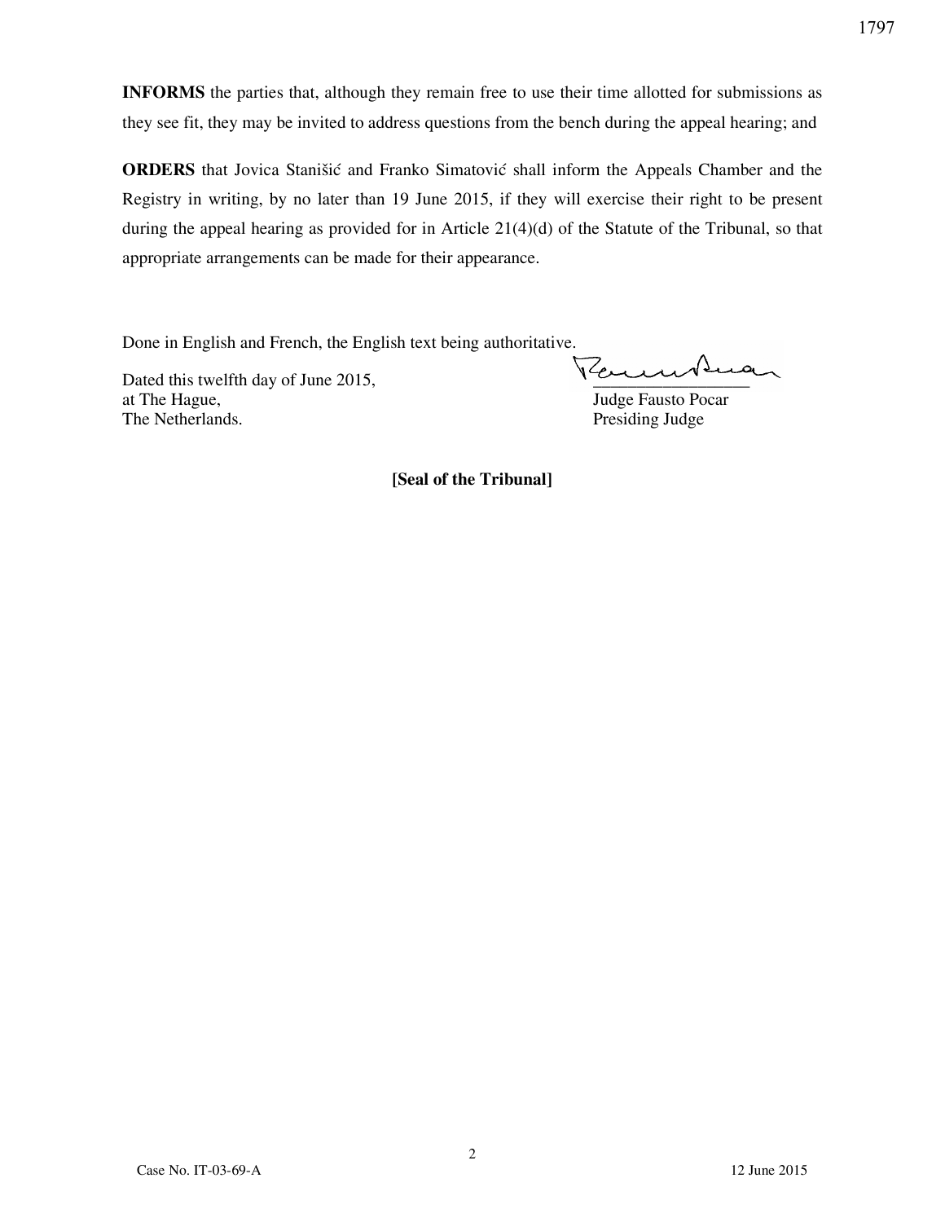**INFORMS** the parties that, although they remain free to use their time allotted for submissions as they see fit, they may be invited to address questions from the bench during the appeal hearing; and

**ORDERS** that Jovica Stanišić and Franko Simatović shall inform the Appeals Chamber and the Registry in writing, by no later than 19 June 2015, if they will exercise their right to be present during the appeal hearing as provided for in Article 21(4)(d) of the Statute of the Tribunal, so that appropriate arrangements can be made for their appearance.

Done in English and French, the English text being authoritative.

Dated this twelfth day of June 2015,
at The Hague,
The Netherlands.

Judge Fausto Pocar
Presiding Judge

**[Seal of the Tribunal]**

Case No. IT-03-69-A

12 June 2015